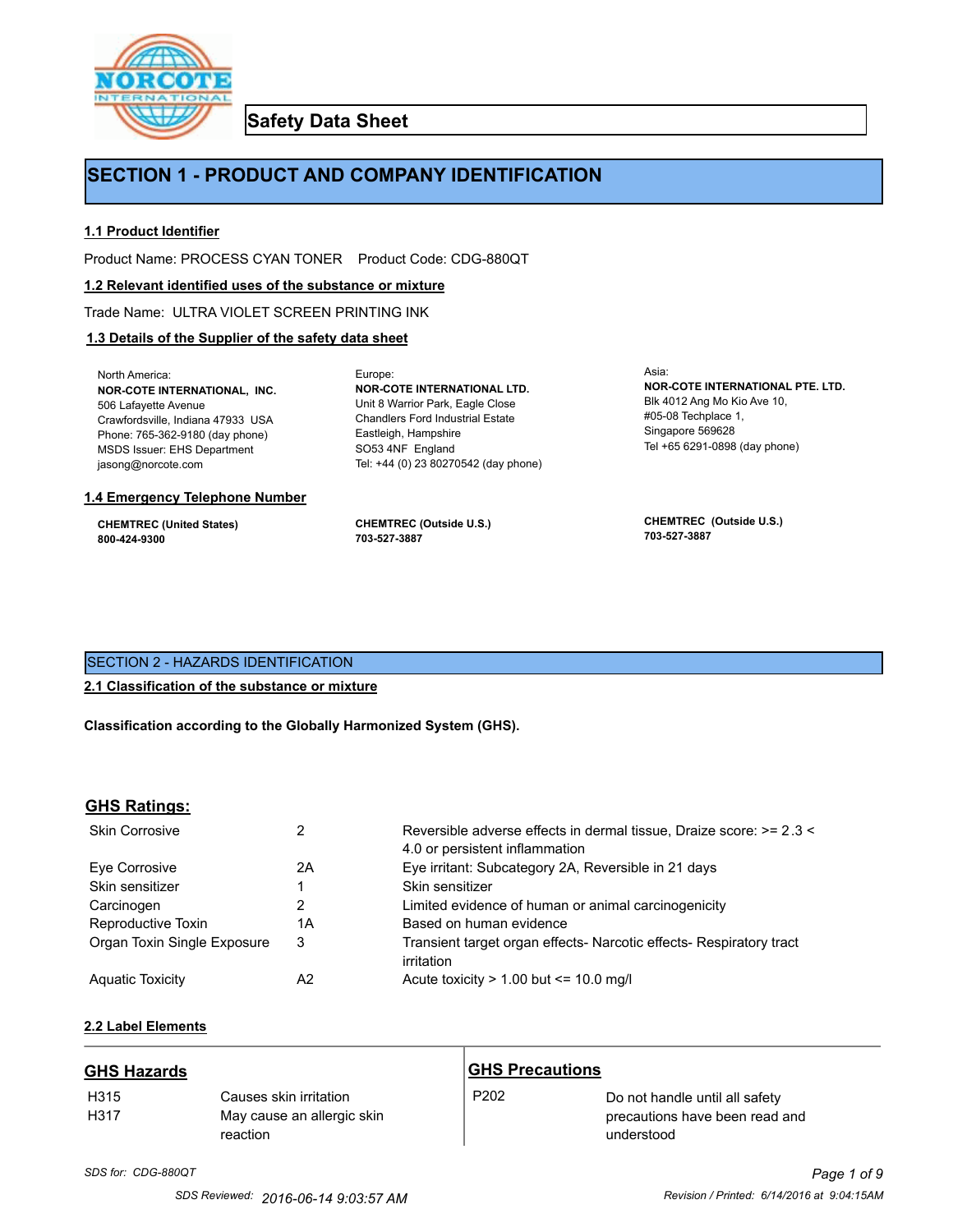# Safety Data Sheet

## SECTION 1 - PRODUCT AND COMPANY IDENTIFICATION

### 1.1 Product Identifier

Product Name: PROCESS CYAN TONER    Product Code: CDG-880QT

### 1.2 Relevant identified uses of the substance or mixture

Trade Name: ULTRA VIOLET SCREEN PRINTING INK

### 1.3 Details of the Supplier of the safety data sheet

North America:
**NOR-COTE INTERNATIONAL, INC.**
506 Lafayette Avenue
Crawfordsville, Indiana 47933 USA
Phone: 765-362-9180 (day phone)
MSDS Issuer: EHS Department
jasong@norcote.com

Europe:
**NOR-COTE INTERNATIONAL LTD.**
Unit 8 Warrior Park, Eagle Close
Chandlers Ford Industrial Estate
Eastleigh, Hampshire
SO53 4NF England
Tel: +44 (0) 23 80270542 (day phone)

Asia:
**NOR-COTE INTERNATIONAL PTE. LTD.**
Blk 4012 Ang Mo Kio Ave 10,
#05-08 Techplace 1,
Singapore 569628
Tel +65 6291-0898 (day phone)

### 1.4 Emergency Telephone Number

**CHEMTREC (United States)**
**800-424-9300**

**CHEMTREC (Outside U.S.)**
**703-527-3887**

**CHEMTREC (Outside U.S.)**
**703-527-3887**

## SECTION 2 - HAZARDS IDENTIFICATION

### 2.1 Classification of the substance or mixture

**Classification according to the Globally Harmonized System (GHS).**

### GHS Ratings:

| | | |
|---|---|---|
| Skin Corrosive | 2 | Reversible adverse effects in dermal tissue, Draize score: >= 2.3 < 4.0 or persistent inflammation |
| Eye Corrosive | 2A | Eye irritant: Subcategory 2A, Reversible in 21 days |
| Skin sensitizer | 1 | Skin sensitizer |
| Carcinogen | 2 | Limited evidence of human or animal carcinogenicity |
| Reproductive Toxin | 1A | Based on human evidence |
| Organ Toxin Single Exposure | 3 | Transient target organ effects- Narcotic effects- Respiratory tract irritation |
| Aquatic Toxicity | A2 | Acute toxicity > 1.00 but <= 10.0 mg/l |

### 2.2 Label Elements

**GHS Hazards**

| | |
|---|---|
| H315 | Causes skin irritation |
| H317 | May cause an allergic skin reaction |

**GHS Precautions**

| | |
|---|---|
| P202 | Do not handle until all safety precautions have been read and understood |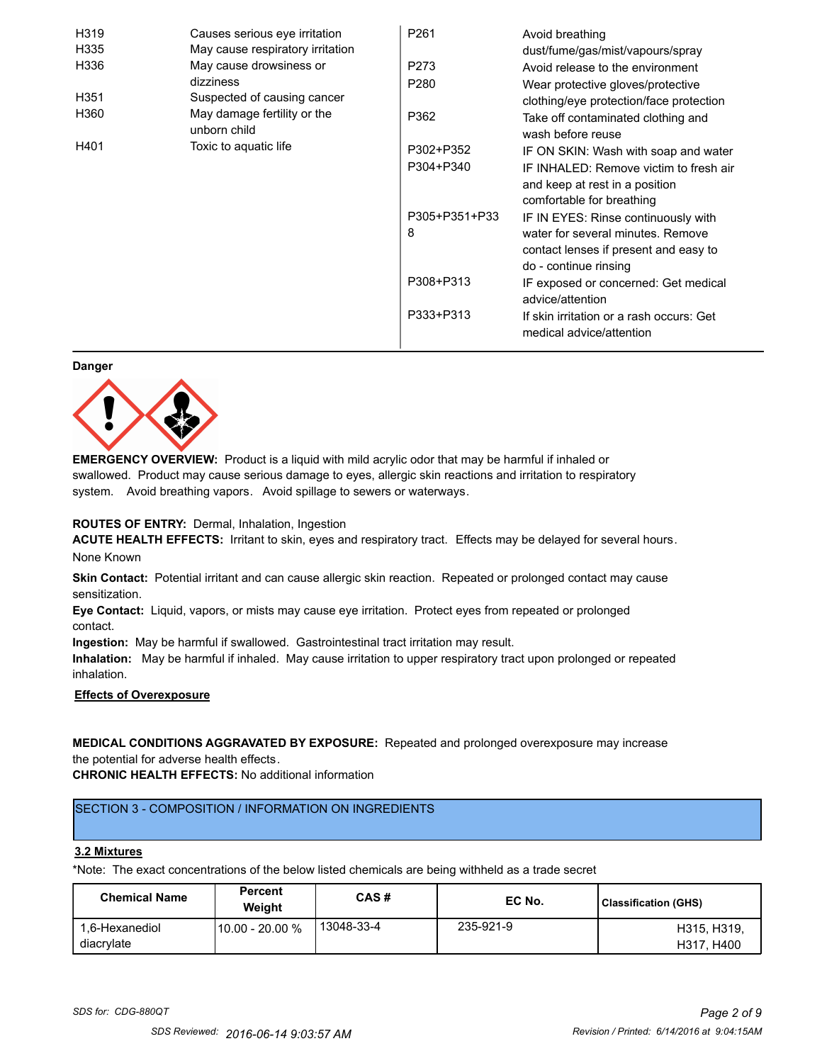| | | | |
|---|---|---|---|
| H319 | Causes serious eye irritation | P261 | Avoid breathing dust/fume/gas/mist/vapours/spray |
| H335 | May cause respiratory irritation | P273 | Avoid release to the environment |
| H336 | May cause drowsiness or dizziness | P280 | Wear protective gloves/protective clothing/eye protection/face protection |
| H351 | Suspected of causing cancer | P362 | Take off contaminated clothing and wash before reuse |
| H360 | May damage fertility or the unborn child | P302+P352 | IF ON SKIN: Wash with soap and water |
| H401 | Toxic to aquatic life | P304+P340 | IF INHALED: Remove victim to fresh air and keep at rest in a position comfortable for breathing |
| | | P305+P351+P338 | IF IN EYES: Rinse continuously with water for several minutes. Remove contact lenses if present and easy to do - continue rinsing |
| | | P308+P313 | IF exposed or concerned: Get medical advice/attention |
| | | P333+P313 | If skin irritation or a rash occurs: Get medical advice/attention |

**Danger**

**EMERGENCY OVERVIEW:** Product is a liquid with mild acrylic odor that may be harmful if inhaled or swallowed. Product may cause serious damage to eyes, allergic skin reactions and irritation to respiratory system. Avoid breathing vapors. Avoid spillage to sewers or waterways.

**ROUTES OF ENTRY:** Dermal, Inhalation, Ingestion

**ACUTE HEALTH EFFECTS:** Irritant to skin, eyes and respiratory tract. Effects may be delayed for several hours.

None Known

**Skin Contact:** Potential irritant and can cause allergic skin reaction. Repeated or prolonged contact may cause sensitization.

**Eye Contact:** Liquid, vapors, or mists may cause eye irritation. Protect eyes from repeated or prolonged contact.

**Ingestion:** May be harmful if swallowed. Gastrointestinal tract irritation may result.

**Inhalation:** May be harmful if inhaled. May cause irritation to upper respiratory tract upon prolonged or repeated inhalation.

**Effects of Overexposure**

**MEDICAL CONDITIONS AGGRAVATED BY EXPOSURE:** Repeated and prolonged overexposure may increase the potential for adverse health effects.

**CHRONIC HEALTH EFFECTS:** No additional information

## SECTION 3 - COMPOSITION / INFORMATION ON INGREDIENTS

**3.2 Mixtures**

*Note: The exact concentrations of the below listed chemicals are being withheld as a trade secret

| Chemical Name | Percent Weight | CAS # | EC No. | Classification (GHS) |
|---|---|---|---|---|
| 1,6-Hexanediol diacrylate | 10.00 - 20.00 % | 13048-33-4 | 235-921-9 | H315, H319, H317, H400 |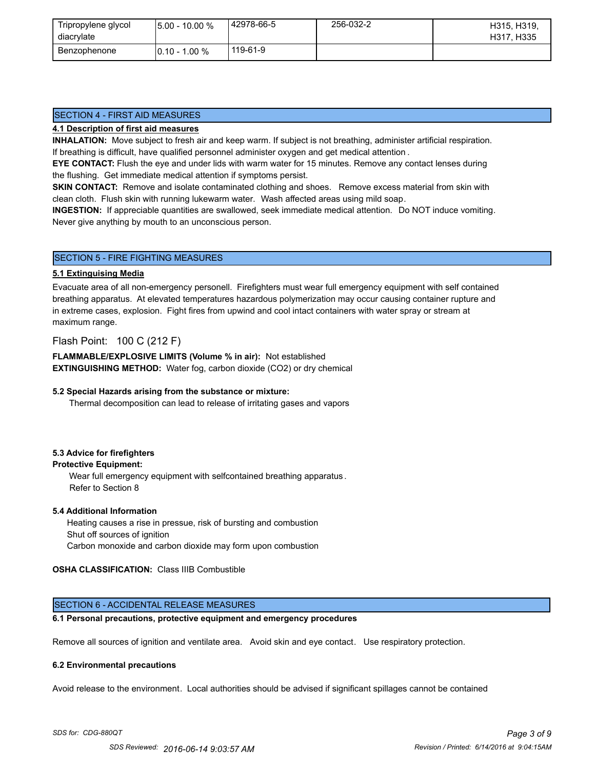| Tripropylene glycol diacrylate | 5.00 - 10.00 % | 42978-66-5 | 256-032-2 | H315, H319, H317, H335 |
|---|---|---|---|---|
| Benzophenone | 0.10 - 1.00 % | 119-61-9 | | |

## SECTION 4 - FIRST AID MEASURES

**4.1 Description of first aid measures**

**INHALATION:** Move subject to fresh air and keep warm. If subject is not breathing, administer artificial respiration. If breathing is difficult, have qualified personnel administer oxygen and get medical attention .

**EYE CONTACT:** Flush the eye and under lids with warm water for 15 minutes. Remove any contact lenses during the flushing. Get immediate medical attention if symptoms persist.

**SKIN CONTACT:** Remove and isolate contaminated clothing and shoes. Remove excess material from skin with clean cloth. Flush skin with running lukewarm water. Wash affected areas using mild soap.

**INGESTION:** If appreciable quantities are swallowed, seek immediate medical attention. Do NOT induce vomiting. Never give anything by mouth to an unconscious person.

## SECTION 5 - FIRE FIGHTING MEASURES

**5.1 Extinguising Media**

Evacuate area of all non-emergency personell. Firefighters must wear full emergency equipment with self contained breathing apparatus. At elevated temperatures hazardous polymerization may occur causing container rupture and in extreme cases, explosion. Fight fires from upwind and cool intact containers with water spray or stream at maximum range.

Flash Point: 100 C (212 F)

**FLAMMABLE/EXPLOSIVE LIMITS (Volume % in air):** Not established
**EXTINGUISHING METHOD:** Water fog, carbon dioxide ($CO_2$) or dry chemical

**5.2 Special Hazards arising from the substance or mixture:**

Thermal decomposition can lead to release of irritating gases and vapors

**5.3 Advice for firefighters**

**Protective Equipment:**

Wear full emergency equipment with selfcontained breathing apparatus .
Refer to Section 8

**5.4 Additional Information**

Heating causes a rise in pressue, risk of bursting and combustion
Shut off sources of ignition
Carbon monoxide and carbon dioxide may form upon combustion

**OSHA CLASSIFICATION:** Class IIIB Combustible

## SECTION 6 - ACCIDENTAL RELEASE MEASURES

**6.1 Personal precautions, protective equipment and emergency procedures**

Remove all sources of ignition and ventilate area. Avoid skin and eye contact. Use respiratory protection.

**6.2 Environmental precautions**

Avoid release to the environment. Local authorities should be advised if significant spillages cannot be contained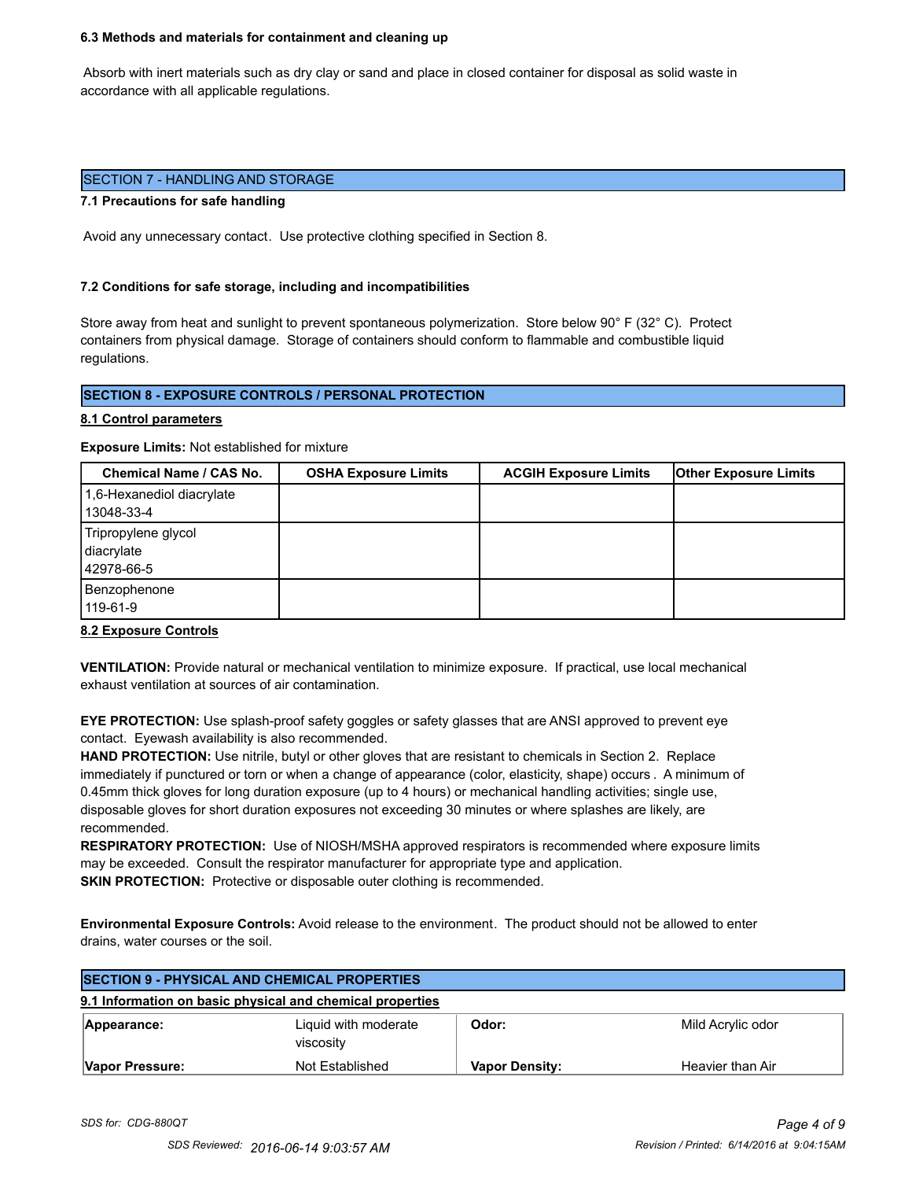### 6.3 Methods and materials for containment and cleaning up

Absorb with inert materials such as dry clay or sand and place in closed container for disposal as solid waste in accordance with all applicable regulations.

## SECTION 7 - HANDLING AND STORAGE

### 7.1 Precautions for safe handling

Avoid any unnecessary contact. Use protective clothing specified in Section 8.

### 7.2 Conditions for safe storage, including and incompatibilities

Store away from heat and sunlight to prevent spontaneous polymerization. Store below 90° F (32° C). Protect containers from physical damage. Storage of containers should conform to flammable and combustible liquid regulations.

## SECTION 8 - EXPOSURE CONTROLS / PERSONAL PROTECTION

### 8.1 Control parameters

**Exposure Limits:** Not established for mixture

| Chemical Name / CAS No. | OSHA Exposure Limits | ACGIH Exposure Limits | Other Exposure Limits |
|---|---|---|---|
| 1,6-Hexanediol diacrylate 13048-33-4 | | | |
| Tripropylene glycol diacrylate 42978-66-5 | | | |
| Benzophenone 119-61-9 | | | |

### 8.2 Exposure Controls

**VENTILATION:** Provide natural or mechanical ventilation to minimize exposure. If practical, use local mechanical exhaust ventilation at sources of air contamination.

**EYE PROTECTION:** Use splash-proof safety goggles or safety glasses that are ANSI approved to prevent eye contact. Eyewash availability is also recommended.

**HAND PROTECTION:** Use nitrile, butyl or other gloves that are resistant to chemicals in Section 2. Replace immediately if punctured or torn or when a change of appearance (color, elasticity, shape) occurs . A minimum of 0.45mm thick gloves for long duration exposure (up to 4 hours) or mechanical handling activities; single use, disposable gloves for short duration exposures not exceeding 30 minutes or where splashes are likely, are recommended.

**RESPIRATORY PROTECTION:** Use of NIOSH/MSHA approved respirators is recommended where exposure limits may be exceeded. Consult the respirator manufacturer for appropriate type and application.

**SKIN PROTECTION:** Protective or disposable outer clothing is recommended.

**Environmental Exposure Controls:** Avoid release to the environment. The product should not be allowed to enter drains, water courses or the soil.

## SECTION 9 - PHYSICAL AND CHEMICAL PROPERTIES

### 9.1 Information on basic physical and chemical properties

| | | | |
|---|---|---|---|
| **Appearance:** | Liquid with moderate viscosity | **Odor:** | Mild Acrylic odor |
| **Vapor Pressure:** | Not Established | **Vapor Density:** | Heavier than Air |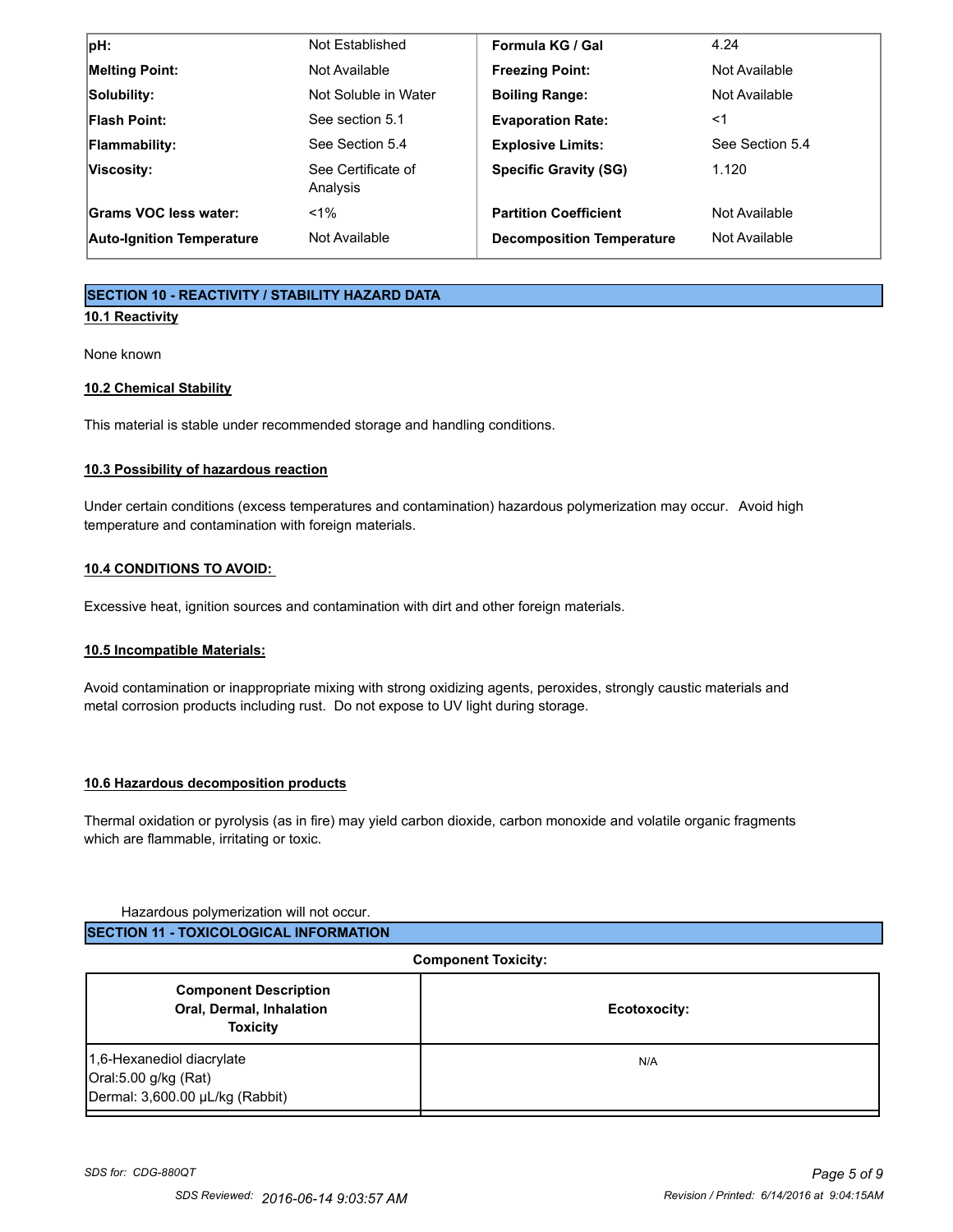| | | | |
|---|---|---|---|
| **pH:** | Not Established | **Formula KG / Gal** | 4.24 |
| **Melting Point:** | Not Available | **Freezing Point:** | Not Available |
| **Solubility:** | Not Soluble in Water | **Boiling Range:** | Not Available |
| **Flash Point:** | See section 5.1 | **Evaporation Rate:** | <1 |
| **Flammability:** | See Section 5.4 | **Explosive Limits:** | See Section 5.4 |
| **Viscosity:** | See Certificate of Analysis | **Specific Gravity (SG)** | 1.120 |
| **Grams VOC less water:** | <1% | **Partition Coefficient** | Not Available |
| **Auto-Ignition Temperature** | Not Available | **Decomposition Temperature** | Not Available |

## SECTION 10 - REACTIVITY / STABILITY HAZARD DATA

### 10.1 Reactivity

None known

### 10.2 Chemical Stability

This material is stable under recommended storage and handling conditions.

### 10.3 Possibility of hazardous reaction

Under certain conditions (excess temperatures and contamination) hazardous polymerization may occur. Avoid high temperature and contamination with foreign materials.

### 10.4 CONDITIONS TO AVOID:

Excessive heat, ignition sources and contamination with dirt and other foreign materials.

### 10.5 Incompatible Materials:

Avoid contamination or inappropriate mixing with strong oxidizing agents, peroxides, strongly caustic materials and metal corrosion products including rust. Do not expose to UV light during storage.

### 10.6 Hazardous decomposition products

Thermal oxidation or pyrolysis (as in fire) may yield carbon dioxide, carbon monoxide and volatile organic fragments which are flammable, irritating or toxic.

Hazardous polymerization will not occur.

## SECTION 11 - TOXICOLOGICAL INFORMATION

**Component Toxicity:**

| Component Description Oral, Dermal, Inhalation Toxicity | Ecotoxocity: |
|---|---|
| 1,6-Hexanediol diacrylate<br>Oral:5.00 g/kg (Rat)<br>Dermal: 3,600.00 µL/kg (Rabbit) | N/A |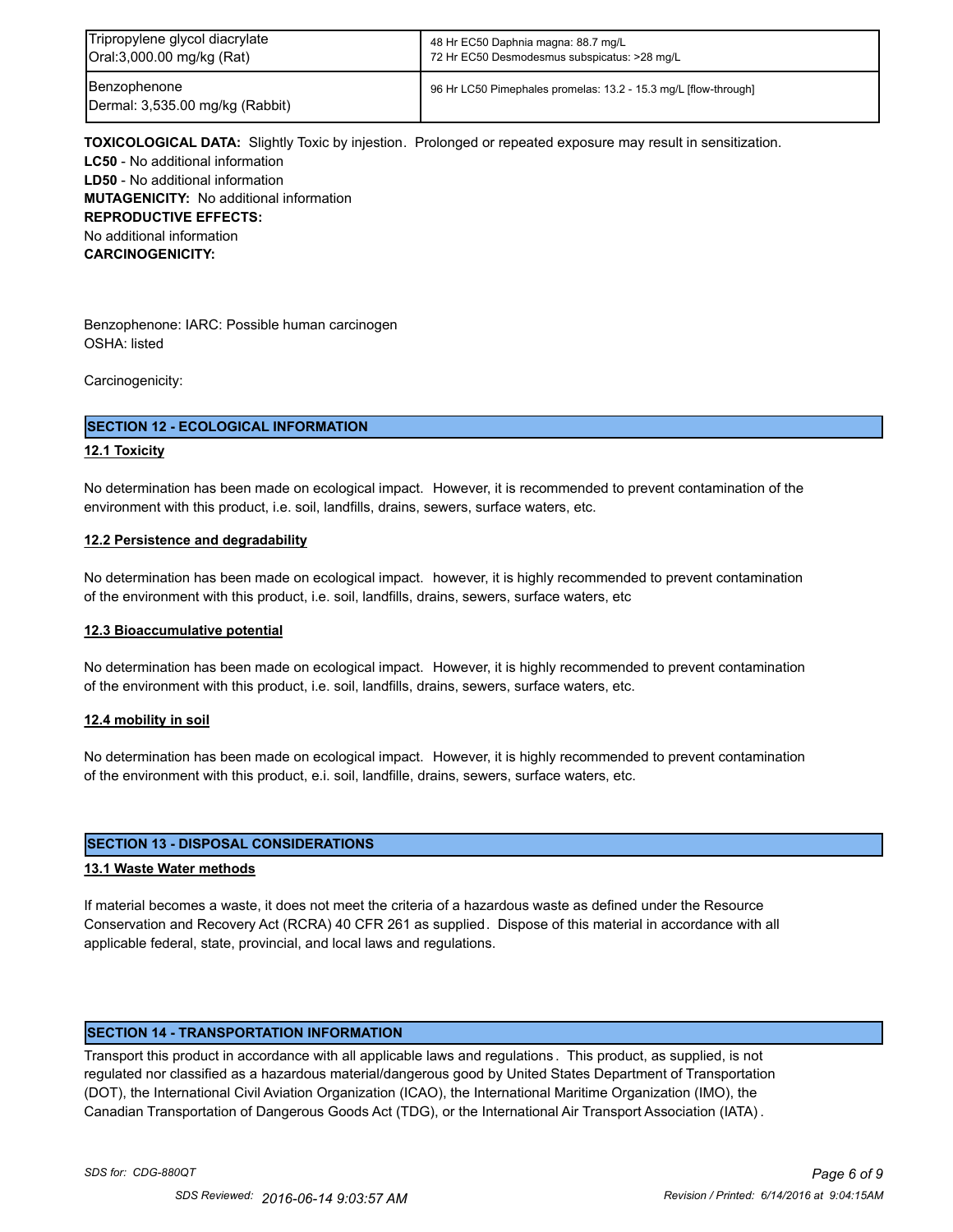| Tripropylene glycol diacrylate<br>Oral:3,000.00 mg/kg (Rat) | 48 Hr EC50 Daphnia magna: 88.7 mg/L<br>72 Hr EC50 Desmodesmus subspicatus: >28 mg/L |
|---|---|
| Benzophenone<br>Dermal: 3,535.00 mg/kg (Rabbit) | 96 Hr LC50 Pimephales promelas: 13.2 - 15.3 mg/L [flow-through] |

**TOXICOLOGICAL DATA:** Slightly Toxic by injestion. Prolonged or repeated exposure may result in sensitization.
**LC50** - No additional information
**LD50** - No additional information
**MUTAGENICITY:** No additional information
**REPRODUCTIVE EFFECTS:**
No additional information
**CARCINOGENICITY:**

Benzophenone: IARC: Possible human carcinogen
OSHA: listed

Carcinogenicity:

## SECTION 12 - ECOLOGICAL INFORMATION

### 12.1 Toxicity

No determination has been made on ecological impact. However, it is recommended to prevent contamination of the environment with this product, i.e. soil, landfills, drains, sewers, surface waters, etc.

### 12.2 Persistence and degradability

No determination has been made on ecological impact. however, it is highly recommended to prevent contamination of the environment with this product, i.e. soil, landfills, drains, sewers, surface waters, etc

### 12.3 Bioaccumulative potential

No determination has been made on ecological impact. However, it is highly recommended to prevent contamination of the environment with this product, i.e. soil, landfills, drains, sewers, surface waters, etc.

### 12.4 mobility in soil

No determination has been made on ecological impact. However, it is highly recommended to prevent contamination of the environment with this product, e.i. soil, landfille, drains, sewers, surface waters, etc.

## SECTION 13 - DISPOSAL CONSIDERATIONS

### 13.1 Waste Water methods

If material becomes a waste, it does not meet the criteria of a hazardous waste as defined under the Resource Conservation and Recovery Act (RCRA) 40 CFR 261 as supplied. Dispose of this material in accordance with all applicable federal, state, provincial, and local laws and regulations.

## SECTION 14 - TRANSPORTATION INFORMATION

Transport this product in accordance with all applicable laws and regulations. This product, as supplied, is not regulated nor classified as a hazardous material/dangerous good by United States Department of Transportation (DOT), the International Civil Aviation Organization (ICAO), the International Maritime Organization (IMO), the Canadian Transportation of Dangerous Goods Act (TDG), or the International Air Transport Association (IATA).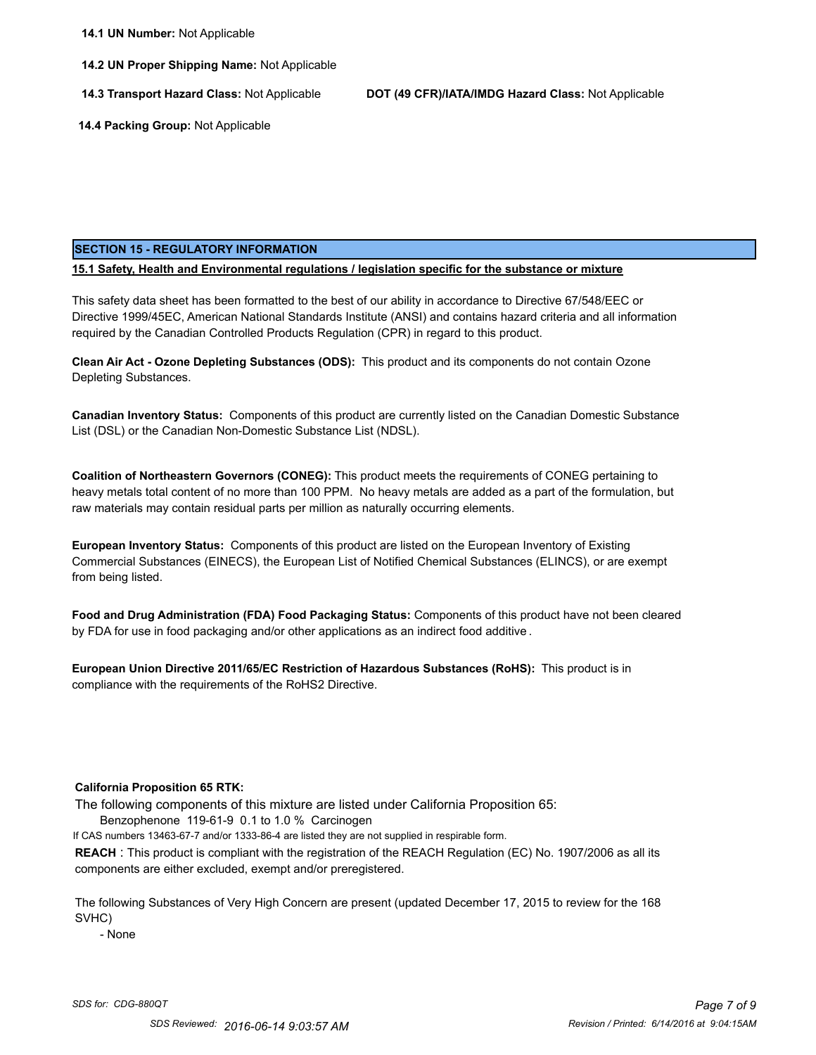**14.1 UN Number:** Not Applicable

**14.2 UN Proper Shipping Name:** Not Applicable

**14.3 Transport Hazard Class:** Not Applicable

**DOT (49 CFR)/IATA/IMDG Hazard Class:** Not Applicable

**14.4 Packing Group:** Not Applicable

## SECTION 15 - REGULATORY INFORMATION

**15.1 Safety, Health and Environmental regulations / legislation specific for the substance or mixture**

This safety data sheet has been formatted to the best of our ability in accordance to Directive 67/548/EEC or Directive 1999/45EC, American National Standards Institute (ANSI) and contains hazard criteria and all information required by the Canadian Controlled Products Regulation (CPR) in regard to this product.

**Clean Air Act - Ozone Depleting Substances (ODS):** This product and its components do not contain Ozone Depleting Substances.

**Canadian Inventory Status:** Components of this product are currently listed on the Canadian Domestic Substance List (DSL) or the Canadian Non-Domestic Substance List (NDSL).

**Coalition of Northeastern Governors (CONEG):** This product meets the requirements of CONEG pertaining to heavy metals total content of no more than 100 PPM. No heavy metals are added as a part of the formulation, but raw materials may contain residual parts per million as naturally occurring elements.

**European Inventory Status:** Components of this product are listed on the European Inventory of Existing Commercial Substances (EINECS), the European List of Notified Chemical Substances (ELINCS), or are exempt from being listed.

**Food and Drug Administration (FDA) Food Packaging Status:** Components of this product have not been cleared by FDA for use in food packaging and/or other applications as an indirect food additive.

**European Union Directive 2011/65/EC Restriction of Hazardous Substances (RoHS):** This product is in compliance with the requirements of the RoHS2 Directive.

**California Proposition 65 RTK:**

The following components of this mixture are listed under California Proposition 65:

Benzophenone 119-61-9 0.1 to 1.0 % Carcinogen

If CAS numbers 13463-67-7 and/or 1333-86-4 are listed they are not supplied in respirable form.

**REACH** : This product is compliant with the registration of the REACH Regulation (EC) No. 1907/2006 as all its components are either excluded, exempt and/or preregistered.

The following Substances of Very High Concern are present (updated December 17, 2015 to review for the 168 SVHC)

- None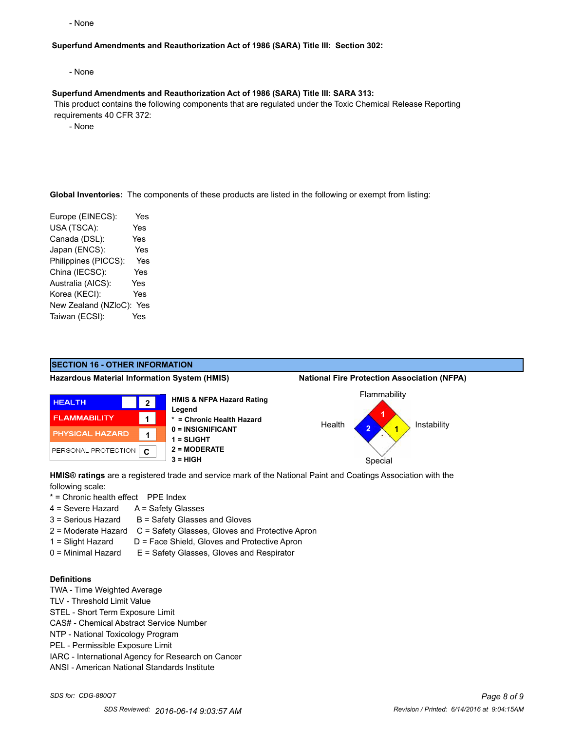- None

**Superfund Amendments and Reauthorization Act of 1986 (SARA) Title III: Section 302:**

- None

**Superfund Amendments and Reauthorization Act of 1986 (SARA) Title III: SARA 313:**

This product contains the following components that are regulated under the Toxic Chemical Release Reporting requirements 40 CFR 372:

- None

**Global Inventories:** The components of these products are listed in the following or exempt from listing:

| | |
|---|---|
| Europe (EINECS): | Yes |
| USA (TSCA): | Yes |
| Canada (DSL): | Yes |
| Japan (ENCS): | Yes |
| Philippines (PICCS): | Yes |
| China (IECSC): | Yes |
| Australia (AICS): | Yes |
| Korea (KECI): | Yes |
| New Zealand (NZloC): | Yes |
| Taiwan (ECSI): | Yes |

## SECTION 16 - OTHER INFORMATION

**Hazardous Material Information System (HMIS)**

| | |
|---|---|
| HEALTH | 2 |
| FLAMMABILITY | 1 |
| PHYSICAL HAZARD | 1 |
| PERSONAL PROTECTION | C |

**HMIS & NFPA Hazard Rating Legend**
- **\* = Chronic Health Hazard**
- **0 = INSIGNIFICANT**
- **1 = SLIGHT**
- **2 = MODERATE**
- **3 = HIGH**

**National Fire Protection Association (NFPA)**

| Flammability | Health | Instability | Special |
|---|---|---|---|
| 1 | 2 | 1 | |

**HMIS® ratings** are a registered trade and service mark of the National Paint and Coatings Association with the following scale:

| | PPE Index |
|---|---|
| * = Chronic health effect | |
| 4 = Severe Hazard | A = Safety Glasses |
| 3 = Serious Hazard | B = Safety Glasses and Gloves |
| 2 = Moderate Hazard | C = Safety Glasses, Gloves and Protective Apron |
| 1 = Slight Hazard | D = Face Shield, Gloves and Protective Apron |
| 0 = Minimal Hazard | E = Safety Glasses, Gloves and Respirator |

**Definitions**

TWA - Time Weighted Average
TLV - Threshold Limit Value
STEL - Short Term Exposure Limit
CAS# - Chemical Abstract Service Number
NTP - National Toxicology Program
PEL - Permissible Exposure Limit
IARC - International Agency for Research on Cancer
ANSI - American National Standards Institute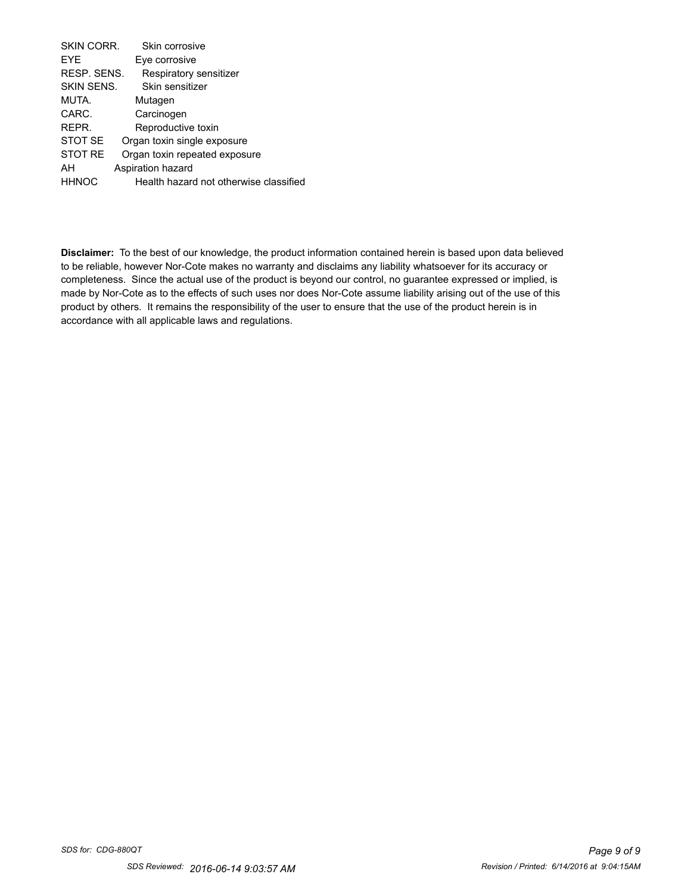| | |
|---|---|
| SKIN CORR. | Skin corrosive |
| EYE | Eye corrosive |
| RESP. SENS. | Respiratory sensitizer |
| SKIN SENS. | Skin sensitizer |
| MUTA. | Mutagen |
| CARC. | Carcinogen |
| REPR. | Reproductive toxin |
| STOT SE | Organ toxin single exposure |
| STOT RE | Organ toxin repeated exposure |
| AH | Aspiration hazard |
| HHNOC | Health hazard not otherwise classified |

**Disclaimer:** To the best of our knowledge, the product information contained herein is based upon data believed to be reliable, however Nor-Cote makes no warranty and disclaims any liability whatsoever for its accuracy or completeness. Since the actual use of the product is beyond our control, no guarantee expressed or implied, is made by Nor-Cote as to the effects of such uses nor does Nor-Cote assume liability arising out of the use of this product by others. It remains the responsibility of the user to ensure that the use of the product herein is in accordance with all applicable laws and regulations.